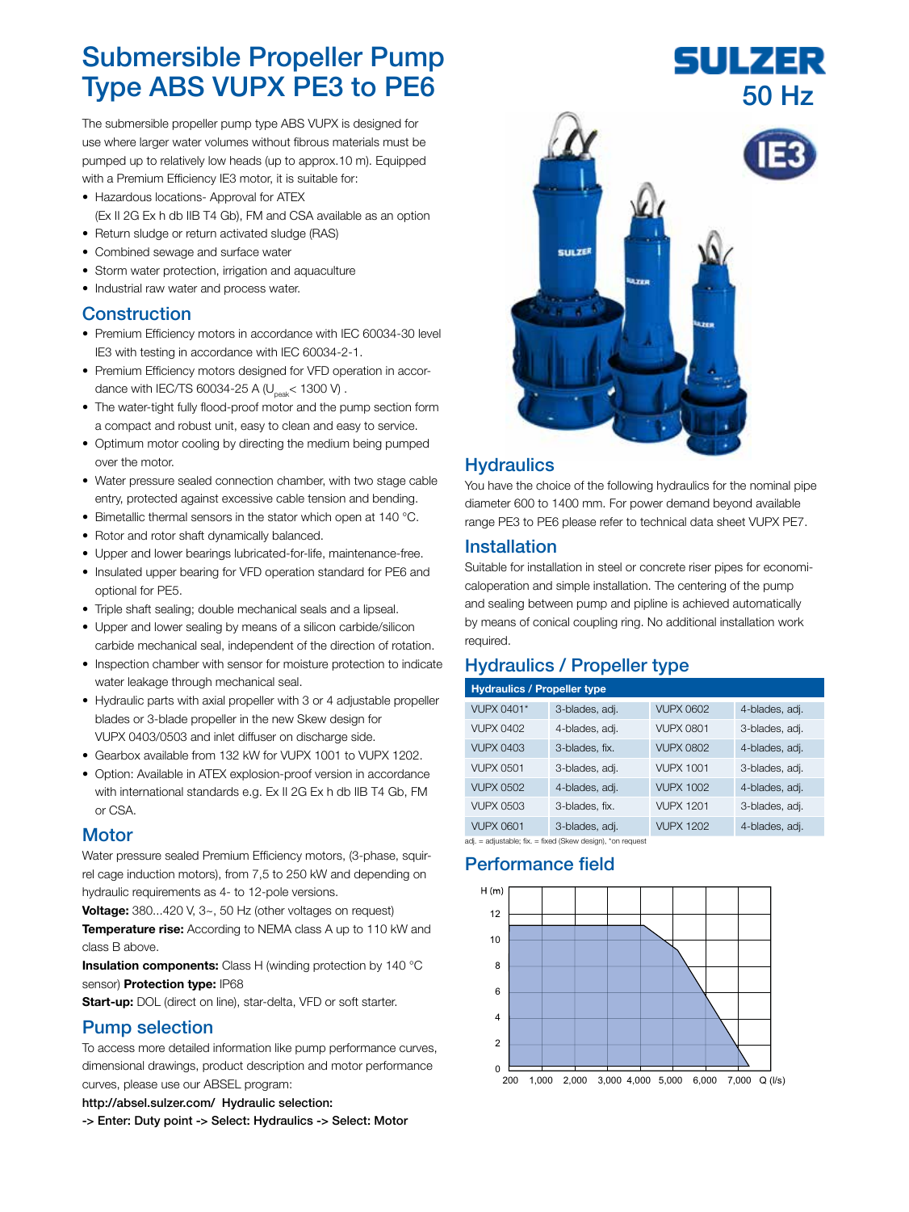# Submersible Propeller Pump Type ABS VUPX PE3 to PE6

SULZER

50 Hz

IE3

The submersible propeller pump type ABS VUPX is designed for use where larger water volumes without fibrous materials must be pumped up to relatively low heads (up to approx.10 m). Equipped with a Premium Efficiency IE3 motor, it is suitable for:

- Hazardous locations- Approval for ATEX (Ex II 2G Ex h db IIB T4 Gb), FM and CSA available as an option
- Return sludge or return activated sludge (RAS)
- Combined sewage and surface water
- Storm water protection, irrigation and aquaculture
- Industrial raw water and process water.

## Construction

- Premium Efficiency motors in accordance with IEC 60034-30 level IE3 with testing in accordance with IEC 60034-2-1.
- Premium Efficiency motors designed for VFD operation in accordance with IEC/TS 60034-25 A ($U_{peak}$< 1300 V) .
- The water-tight fully flood-proof motor and the pump section form a compact and robust unit, easy to clean and easy to service.
- Optimum motor cooling by directing the medium being pumped over the motor.
- Water pressure sealed connection chamber, with two stage cable entry, protected against excessive cable tension and bending.
- Bimetallic thermal sensors in the stator which open at 140 °C.
- Rotor and rotor shaft dynamically balanced.
- Upper and lower bearings lubricated-for-life, maintenance-free.
- Insulated upper bearing for VFD operation standard for PE6 and optional for PE5.
- Triple shaft sealing; double mechanical seals and a lipseal.
- Upper and lower sealing by means of a silicon carbide/silicon carbide mechanical seal, independent of the direction of rotation.
- Inspection chamber with sensor for moisture protection to indicate water leakage through mechanical seal.
- Hydraulic parts with axial propeller with 3 or 4 adjustable propeller blades or 3-blade propeller in the new Skew design for VUPX 0403/0503 and inlet diffuser on discharge side.
- Gearbox available from 132 kW for VUPX 1001 to VUPX 1202.
- Option: Available in ATEX explosion-proof version in accordance with international standards e.g. Ex II 2G Ex h db IIB T4 Gb, FM or CSA.

## Motor

Water pressure sealed Premium Efficiency motors, (3-phase, squirrel cage induction motors), from 7,5 to 250 kW and depending on hydraulic requirements as 4- to 12-pole versions.

**Voltage:** 380...420 V, 3~, 50 Hz (other voltages on request)

**Temperature rise:** According to NEMA class A up to 110 kW and class B above.

**Insulation components:** Class H (winding protection by 140 °C sensor) **Protection type:** IP68

**Start-up:** DOL (direct on line), star-delta, VFD or soft starter.

## Pump selection

To access more detailed information like pump performance curves, dimensional drawings, product description and motor performance curves, please use our ABSEL program:

**http://absel.sulzer.com/ Hydraulic selection:**

**-> Enter: Duty point -> Select: Hydraulics -> Select: Motor**

## Hydraulics

You have the choice of the following hydraulics for the nominal pipe diameter 600 to 1400 mm. For power demand beyond available range PE3 to PE6 please refer to technical data sheet VUPX PE7.

## Installation

Suitable for installation in steel or concrete riser pipes for economicaloperation and simple installation. The centering of the pump and sealing between pump and pipline is achieved automatically by means of conical coupling ring. No additional installation work required.

## Hydraulics / Propeller type

| Hydraulics / Propeller type | | | |
|---|---|---|---|
| VUPX 0401* | 3-blades, adj. | VUPX 0602 | 4-blades, adj. |
| VUPX 0402 | 4-blades, adj. | VUPX 0801 | 3-blades, adj. |
| VUPX 0403 | 3-blades, fix. | VUPX 0802 | 4-blades, adj. |
| VUPX 0501 | 3-blades, adj. | VUPX 1001 | 3-blades, adj. |
| VUPX 0502 | 4-blades, adj. | VUPX 1002 | 4-blades, adj. |
| VUPX 0503 | 3-blades, fix. | VUPX 1201 | 3-blades, adj. |
| VUPX 0601 | 3-blades, adj. | VUPX 1202 | 4-blades, adj. |

adj. = adjustable; fix. = fixed (Skew design), *on request

## Performance field

H (m) axis: 0, 2, 4, 6, 8, 10, 12; Q (l/s) axis: 200, 1,000, 2,000, 3,000, 4,000, 5,000, 6,000, 7,000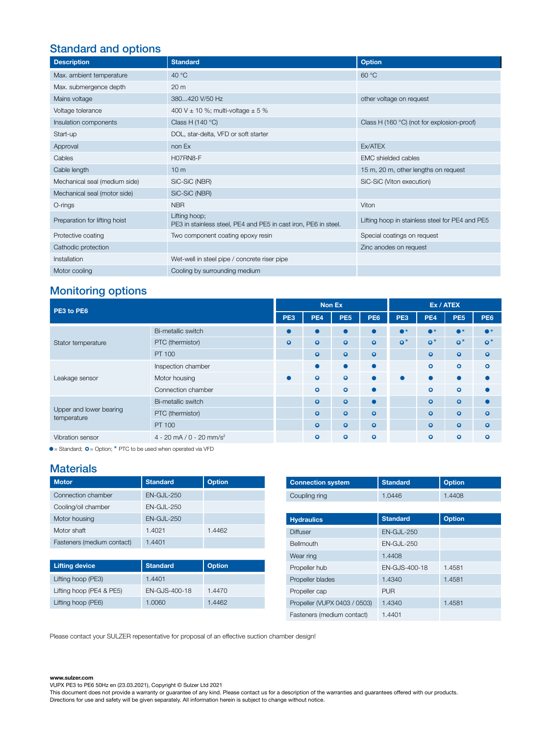## Standard and options

| Description | Standard | Option |
|---|---|---|
| Max. ambient temperature | 40 °C | 60 °C |
| Max. submergence depth | 20 m | |
| Mains voltage | 380...420 V/50 Hz | other voltage on request |
| Voltage tolerance | 400 V ± 10 %; multi-voltage ± 5 % | |
| Insulation components | Class H (140 °C) | Class H (160 °C) (not for explosion-proof) |
| Start-up | DOL, star-delta, VFD or soft starter | |
| Approval | non Ex | Ex/ATEX |
| Cables | H07RN8-F | EMC shielded cables |
| Cable length | 10 m | 15 m, 20 m, other lengths on request |
| Mechanical seal (medium side) | SiC-SiC (NBR) | SiC-SiC (Viton execution) |
| Mechanical seal (motor side) | SiC-SiC (NBR) | |
| O-rings | NBR | Viton |
| Preparation for lifting hoist | Lifting hoop; PE3 in stainless steel, PE4 and PE5 in cast iron, PE6 in steel. | Lifting hoop in stainless steel for PE4 and PE5 |
| Protective coating | Two component coating epoxy resin | Special coatings on request |
| Cathodic protection | | Zinc anodes on request |
| Installation | Wet-well in steel pipe / concrete riser pipe | |
| Motor cooling | Cooling by surrounding medium | |

## Monitoring options

| PE3 to PE6 | | Non Ex | | | | Ex / ATEX | | | |
|---|---|---|---|---|---|---|---|---|---|
| | | PE3 | PE4 | PE5 | PE6 | PE3 | PE4 | PE5 | PE6 |
| Stator temperature | Bi-metallic switch | ● | ● | ● | ● | ●* | ●* | ●* | ●* |
| | PTC (thermistor) | ○ | ○ | ○ | ○ | ○* | ○* | ○* | ○* |
| | PT 100 | | ○ | ○ | ○ | | ○ | ○ | ○ |
| Leakage sensor | Inspection chamber | | ● | ● | ● | | ○ | ○ | ○ |
| | Motor housing | ● | ○ | ○ | ● | ● | ● | ● | ● |
| | Connection chamber | | ○ | ○ | ● | | ○ | ○ | ● |
| Upper and lower bearing temperature | Bi-metallic switch | | ○ | ○ | ● | | ○ | ○ | ● |
| | PTC (thermistor) | | ○ | ○ | ○ | | ○ | ○ | ○ |
| | PT 100 | | ○ | ○ | ○ | | ○ | ○ | ○ |
| Vibration sensor | 4 - 20 mA / 0 - 20 mm/s² | | ○ | ○ | ○ | | ○ | ○ | ○ |

● = Standard; ○ = Option; * PTC to be used when operated via VFD

## Materials

| Motor | Standard | Option |
|---|---|---|
| Connection chamber | EN-GJL-250 | |
| Cooling/oil chamber | EN-GJL-250 | |
| Motor housing | EN-GJL-250 | |
| Motor shaft | 1.4021 | 1.4462 |
| Fasteners (medium contact) | 1.4401 | |

| Lifting device | Standard | Option |
|---|---|---|
| Lifting hoop (PE3) | 1.4401 | |
| Lifting hoop (PE4 & PE5) | EN-GJS-400-18 | 1.4470 |
| Lifting hoop (PE6) | 1.0060 | 1.4462 |

| Connection system | Standard | Option |
|---|---|---|
| Coupling ring | 1.0446 | 1.4408 |

| Hydraulics | Standard | Option |
|---|---|---|
| Diffuser | EN-GJL-250 | |
| Bellmouth | EN-GJL-250 | |
| Wear ring | 1.4408 | |
| Propeller hub | EN-GJS-400-18 | 1.4581 |
| Propeller blades | 1.4340 | 1.4581 |
| Propeller cap | PUR | |
| Propeller (VUPX 0403 / 0503) | 1.4340 | 1.4581 |
| Fasteners (medium contact) | 1.4401 | |

Please contact your SULZER repesentative for proposal of an effective suction chamber design!

**www.sulzer.com**
VUPX PE3 to PE6 50Hz en (23.03.2021), Copyright © Sulzer Ltd 2021
This document does not provide a warranty or guarantee of any kind. Please contact us for a description of the warranties and guarantees offered with our products.
Directions for use and safety will be given separately. All information herein is subject to change without notice.